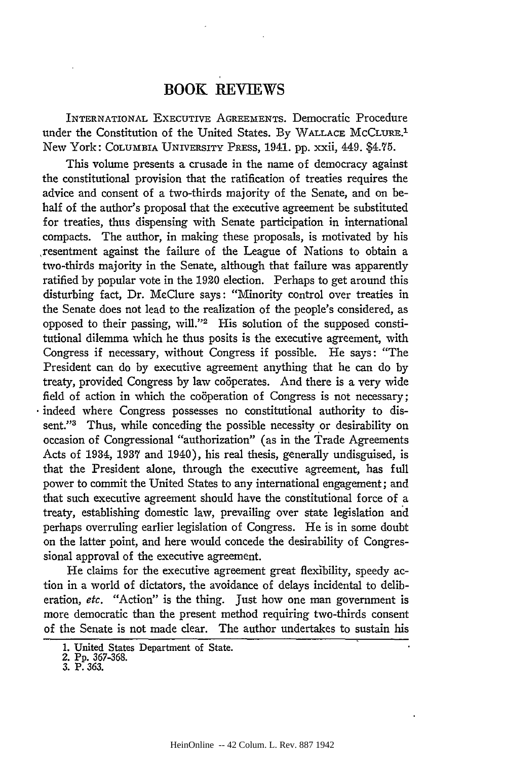# BOOK REVIEWS

INTERNATIONAL EXECUTIVE AGREEMENTS. Democratic Procedure under the Constitution of the United States. By WALLACE MCCLURE.[1] New York: COLUMBIA UNIVERSITY PRESS, 1941. pp. xxii, 449. $4.75.

This volume presents a crusade in the name of democracy against the constitutional provision that the ratification of treaties requires the advice and consent of a two-thirds majority of the Senate, and on behalf of the author's proposal that the executive agreement be substituted for treaties, thus dispensing with Senate participation in international compacts. The author, in making these proposals, is motivated by his resentment against the failure of the League of Nations to obtain a two-thirds majority in the Senate, although that failure was apparently ratified by popular vote in the 1920 election. Perhaps to get around this disturbing fact, Dr. McClure says: "Minority control over treaties in the Senate does not lead to the realization of the people's considered, as opposed to their passing, will."[2] His solution of the supposed constitutional dilemma which he thus posits is the executive agreement, with Congress if necessary, without Congress if possible. He says: "The President can do by executive agreement anything that he can do by treaty, provided Congress by law coöperates. And there is a very wide field of action in which the coöperation of Congress is not necessary; indeed where Congress possesses no constitutional authority to dissent."[3] Thus, while conceding the possible necessity or desirability on occasion of Congressional "authorization" (as in the Trade Agreements Acts of 1934, 1937 and 1940), his real thesis, generally undisguised, is that the President alone, through the executive agreement, has full power to commit the United States to any international engagement; and that such executive agreement should have the constitutional force of a treaty, establishing domestic law, prevailing over state legislation and perhaps overruling earlier legislation of Congress. He is in some doubt on the latter point, and here would concede the desirability of Congressional approval of the executive agreement.

He claims for the executive agreement great flexibility, speedy action in a world of dictators, the avoidance of delays incidental to deliberation, *etc.* "Action" is the thing. Just how one man government is more democratic than the present method requiring two-thirds consent of the Senate is not made clear. The author undertakes to sustain his

---

1. United States Department of State.
2. Pp. 367-368.
3. P. 363.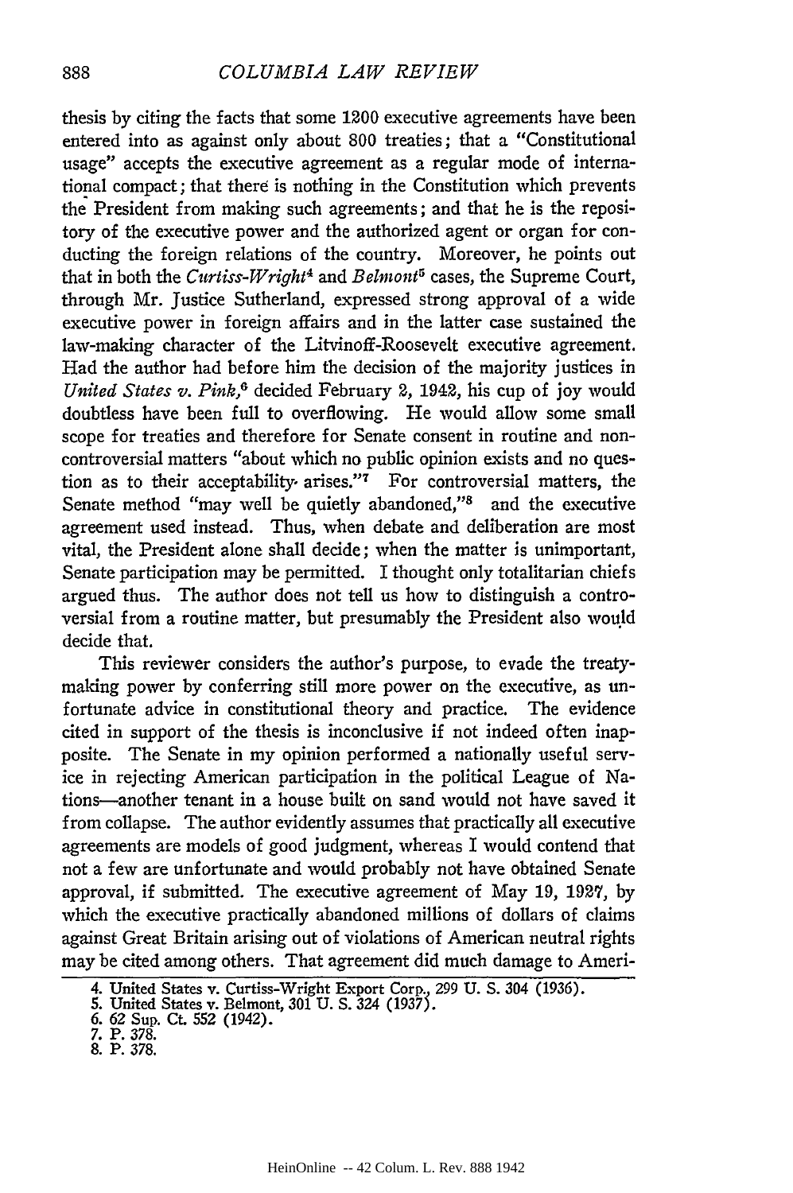thesis by citing the facts that some 1200 executive agreements have been entered into as against only about 800 treaties; that a "Constitutional usage" accepts the executive agreement as a regular mode of international compact; that there is nothing in the Constitution which prevents the President from making such agreements; and that he is the repository of the executive power and the authorized agent or organ for conducting the foreign relations of the country. Moreover, he points out that in both the *Curtiss-Wright*[4] and *Belmont*[5] cases, the Supreme Court, through Mr. Justice Sutherland, expressed strong approval of a wide executive power in foreign affairs and in the latter case sustained the law-making character of the Litvinoff-Roosevelt executive agreement. Had the author had before him the decision of the majority justices in *United States v. Pink*,[6] decided February 2, 1942, his cup of joy would doubtless have been full to overflowing. He would allow some small scope for treaties and therefore for Senate consent in routine and noncontroversial matters "about which no public opinion exists and no question as to their acceptability arises."[7] For controversial matters, the Senate method "may well be quietly abandoned,"[8] and the executive agreement used instead. Thus, when debate and deliberation are most vital, the President alone shall decide; when the matter is unimportant, Senate participation may be permitted. I thought only totalitarian chiefs argued thus. The author does not tell us how to distinguish a controversial from a routine matter, but presumably the President also would decide that.

This reviewer considers the author's purpose, to evade the treaty-making power by conferring still more power on the executive, as unfortunate advice in constitutional theory and practice. The evidence cited in support of the thesis is inconclusive if not indeed often inapposite. The Senate in my opinion performed a nationally useful service in rejecting American participation in the political League of Nations—another tenant in a house built on sand would not have saved it from collapse. The author evidently assumes that practically all executive agreements are models of good judgment, whereas I would contend that not a few are unfortunate and would probably not have obtained Senate approval, if submitted. The executive agreement of May 19, 1927, by which the executive practically abandoned millions of dollars of claims against Great Britain arising out of violations of American neutral rights may be cited among others. That agreement did much damage to Ameri-

4. United States v. Curtiss-Wright Export Corp., 299 U. S. 304 (1936).
5. United States v. Belmont, 301 U. S. 324 (1937).
6. 62 Sup. Ct. 552 (1942).
7. P. 378.
8. P. 378.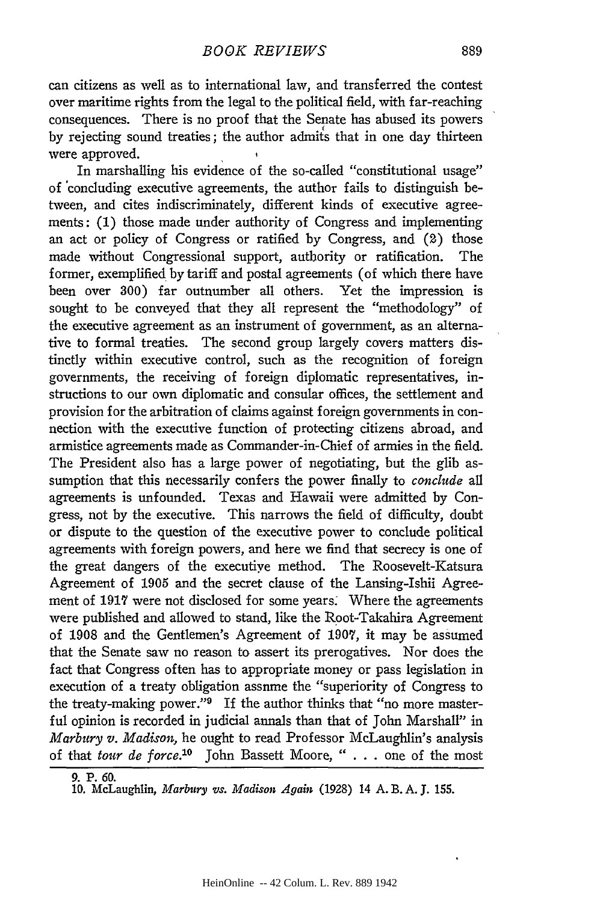can citizens as well as to international law, and transferred the contest over maritime rights from the legal to the political field, with far-reaching consequences. There is no proof that the Senate has abused its powers by rejecting sound treaties; the author admits that in one day thirteen were approved.

In marshalling his evidence of the so-called "constitutional usage" of concluding executive agreements, the author fails to distinguish between, and cites indiscriminately, different kinds of executive agreements: (1) those made under authority of Congress and implementing an act or policy of Congress or ratified by Congress, and (2) those made without Congressional support, authority or ratification. The former, exemplified by tariff and postal agreements (of which there have been over 300) far outnumber all others. Yet the impression is sought to be conveyed that they all represent the "methodology" of the executive agreement as an instrument of government, as an alternative to formal treaties. The second group largely covers matters distinctly within executive control, such as the recognition of foreign governments, the receiving of foreign diplomatic representatives, instructions to our own diplomatic and consular offices, the settlement and provision for the arbitration of claims against foreign governments in connection with the executive function of protecting citizens abroad, and armistice agreements made as Commander-in-Chief of armies in the field. The President also has a large power of negotiating, but the glib assumption that this necessarily confers the power finally to *conclude* all agreements is unfounded. Texas and Hawaii were admitted by Congress, not by the executive. This narrows the field of difficulty, doubt or dispute to the question of the executive power to conclude political agreements with foreign powers, and here we find that secrecy is one of the great dangers of the executive method. The Roosevelt-Katsura Agreement of 1905 and the secret clause of the Lansing-Ishii Agreement of 1917 were not disclosed for some years. Where the agreements were published and allowed to stand, like the Root-Takahira Agreement of 1908 and the Gentlemen's Agreement of 1907, it may be assumed that the Senate saw no reason to assert its prerogatives. Nor does the fact that Congress often has to appropriate money or pass legislation in execution of a treaty obligation assume the "superiority of Congress to the treaty-making power."[9] If the author thinks that "no more masterful opinion is recorded in judicial annals than that of John Marshall" in *Marbury v. Madison,* he ought to read Professor McLaughlin's analysis of that *tour de force.*[10] John Bassett Moore, " . . . one of the most

9. P. 60.

10. McLaughlin, *Marbury vs. Madison Again* (1928) 14 A. B. A. J. 155.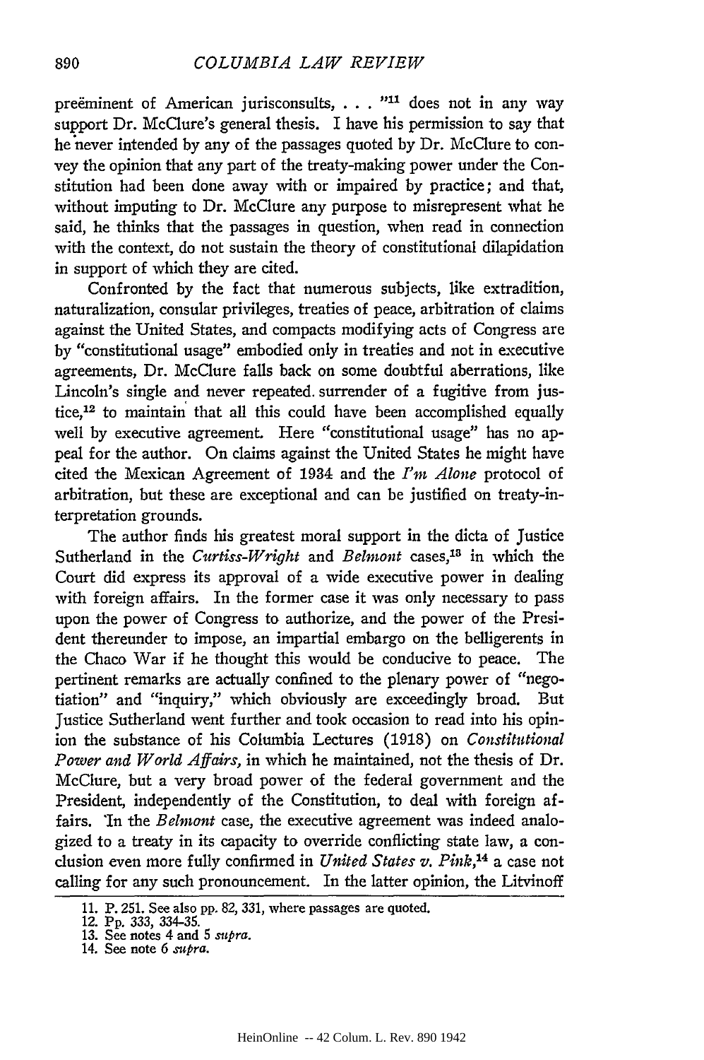preëminent of American jurisconsults, . . . "[11] does not in any way support Dr. McClure's general thesis. I have his permission to say that he never intended by any of the passages quoted by Dr. McClure to convey the opinion that any part of the treaty-making power under the Constitution had been done away with or impaired by practice; and that, without imputing to Dr. McClure any purpose to misrepresent what he said, he thinks that the passages in question, when read in connection with the context, do not sustain the theory of constitutional dilapidation in support of which they are cited.

Confronted by the fact that numerous subjects, like extradition, naturalization, consular privileges, treaties of peace, arbitration of claims against the United States, and compacts modifying acts of Congress are by "constitutional usage" embodied only in treaties and not in executive agreements, Dr. McClure falls back on some doubtful aberrations, like Lincoln's single and never repeated surrender of a fugitive from justice,[12] to maintain that all this could have been accomplished equally well by executive agreement. Here "constitutional usage" has no appeal for the author. On claims against the United States he might have cited the Mexican Agreement of 1934 and the *I'm Alone* protocol of arbitration, but these are exceptional and can be justified on treaty-interpretation grounds.

The author finds his greatest moral support in the dicta of Justice Sutherland in the *Curtiss-Wright* and *Belmont* cases,[13] in which the Court did express its approval of a wide executive power in dealing with foreign affairs. In the former case it was only necessary to pass upon the power of Congress to authorize, and the power of the President thereunder to impose, an impartial embargo on the belligerents in the Chaco War if he thought this would be conducive to peace. The pertinent remarks are actually confined to the plenary power of "negotiation" and "inquiry," which obviously are exceedingly broad. But Justice Sutherland went further and took occasion to read into his opinion the substance of his Columbia Lectures (1918) on *Constitutional Power and World Affairs*, in which he maintained, not the thesis of Dr. McClure, but a very broad power of the federal government and the President, independently of the Constitution, to deal with foreign affairs. In the *Belmont* case, the executive agreement was indeed analogized to a treaty in its capacity to override conflicting state law, a conclusion even more fully confirmed in *United States v. Pink*,[14] a case not calling for any such pronouncement. In the latter opinion, the Litvinoff

11. P. 251. See also pp. 82, 331, where passages are quoted.
12. Pp. 333, 334-35.
13. See notes 4 and 5 *supra*.
14. See note 6 *supra*.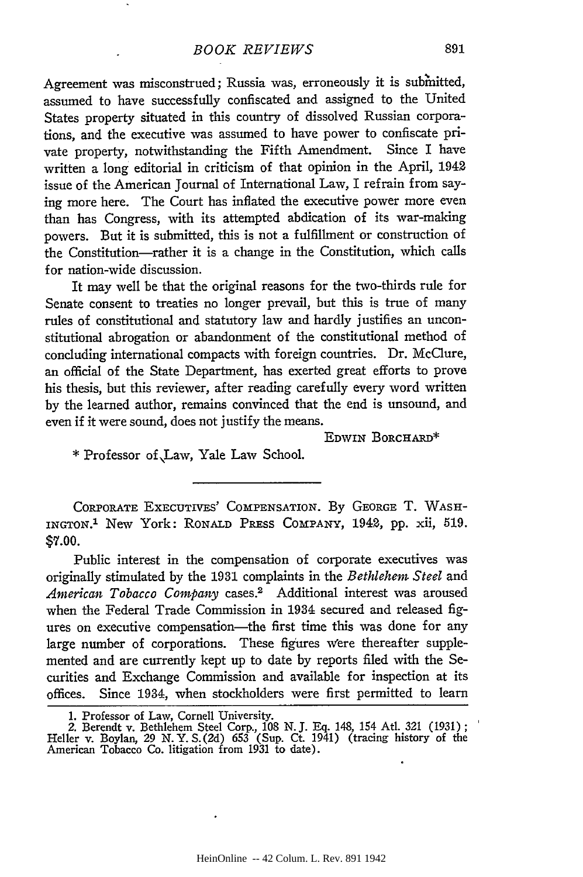Agreement was misconstrued; Russia was, erroneously it is submitted, assumed to have successfully confiscated and assigned to the United States property situated in this country of dissolved Russian corporations, and the executive was assumed to have power to confiscate private property, notwithstanding the Fifth Amendment. Since I have written a long editorial in criticism of that opinion in the April, 1942 issue of the American Journal of International Law, I refrain from saying more here. The Court has inflated the executive power more even than has Congress, with its attempted abdication of its war-making powers. But it is submitted, this is not a fulfillment or construction of the Constitution—rather it is a change in the Constitution, which calls for nation-wide discussion.

It may well be that the original reasons for the two-thirds rule for Senate consent to treaties no longer prevail, but this is true of many rules of constitutional and statutory law and hardly justifies an unconstitutional abrogation or abandonment of the constitutional method of concluding international compacts with foreign countries. Dr. McClure, an official of the State Department, has exerted great efforts to prove his thesis, but this reviewer, after reading carefully every word written by the learned author, remains convinced that the end is unsound, and even if it were sound, does not justify the means.

EDWIN BORCHARD*

\* Professor of Law, Yale Law School.

---

CORPORATE EXECUTIVES' COMPENSATION. By GEORGE T. WASHINGTON.[1] New York: RONALD PRESS COMPANY, 1942, pp. xii, 519. $7.00.

Public interest in the compensation of corporate executives was originally stimulated by the 1931 complaints in the *Bethlehem Steel* and *American Tobacco Company* cases.[2] Additional interest was aroused when the Federal Trade Commission in 1934 secured and released figures on executive compensation—the first time this was done for any large number of corporations. These figures were thereafter supplemented and are currently kept up to date by reports filed with the Securities and Exchange Commission and available for inspection at its offices. Since 1934, when stockholders were first permitted to learn

1. Professor of Law, Cornell University.
2. Berendt v. Bethlehem Steel Corp., 108 N. J. Eq. 148, 154 Atl. 321 (1931); Heller v. Boylan, 29 N. Y. S. (2d) 653 (Sup. Ct. 1941) (tracing history of the American Tobacco Co. litigation from 1931 to date).